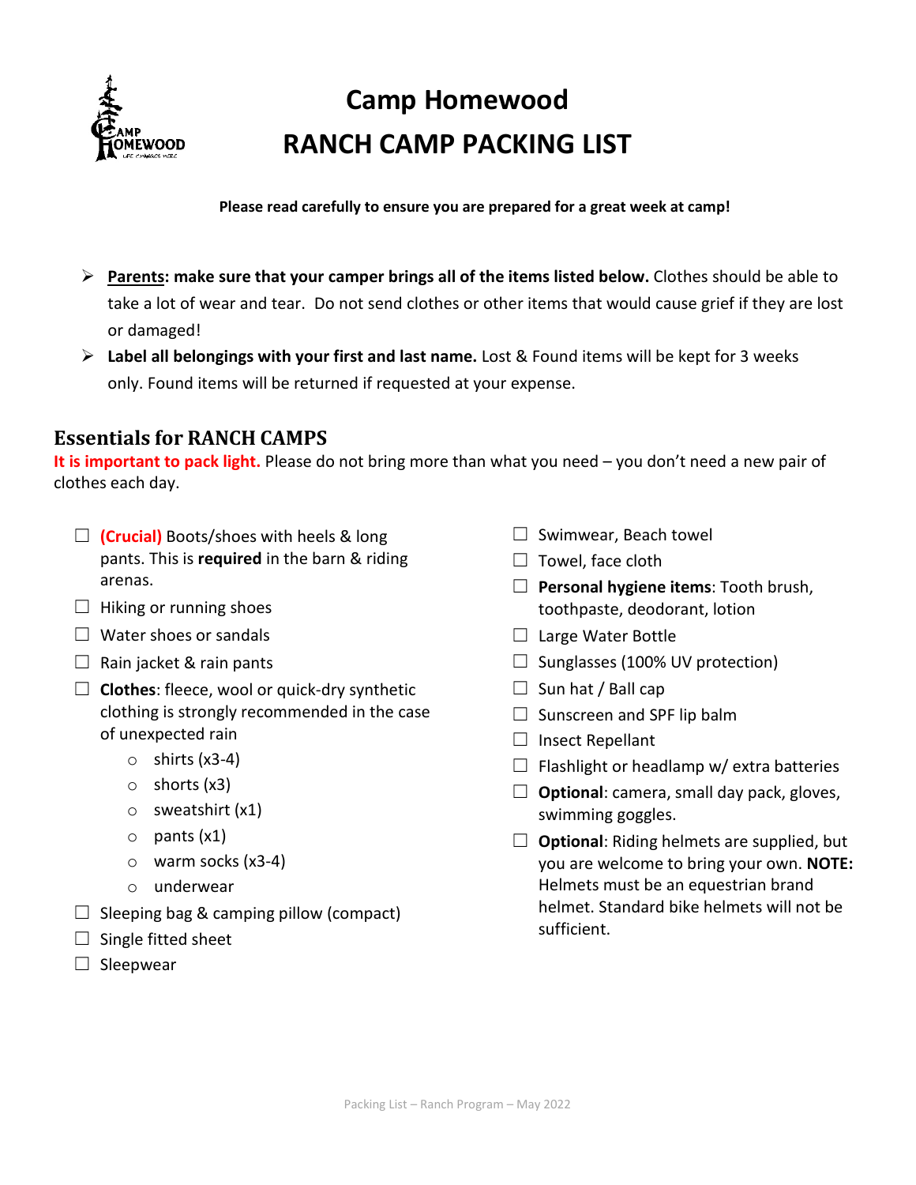# Camp Homewood

# RANCH CAMP PACKING LIST

**Please read carefully to ensure you are prepared for a great week at camp!**

- **Parents: make sure that your camper brings all of the items listed below.** Clothes should be able to take a lot of wear and tear. Do not send clothes or other items that would cause grief if they are lost or damaged!
- **Label all belongings with your first and last name.** Lost & Found items will be kept for 3 weeks only. Found items will be returned if requested at your expense.

## Essentials for RANCH CAMPS

**It is important to pack light.** Please do not bring more than what you need – you don't need a new pair of clothes each day.

- ☐ **(Crucial)** Boots/shoes with heels & long pants. This is **required** in the barn & riding arenas.
- ☐ Hiking or running shoes
- ☐ Water shoes or sandals
- ☐ Rain jacket & rain pants
- ☐ **Clothes**: fleece, wool or quick-dry synthetic clothing is strongly recommended in the case of unexpected rain
  - shirts (x3-4)
  - shorts (x3)
  - sweatshirt (x1)
  - pants (x1)
  - warm socks (x3-4)
  - underwear
- ☐ Sleeping bag & camping pillow (compact)
- ☐ Single fitted sheet
- ☐ Sleepwear
- ☐ Swimwear, Beach towel
- ☐ Towel, face cloth
- ☐ **Personal hygiene items**: Tooth brush, toothpaste, deodorant, lotion
- ☐ Large Water Bottle
- ☐ Sunglasses (100% UV protection)
- ☐ Sun hat / Ball cap
- ☐ Sunscreen and SPF lip balm
- ☐ Insect Repellant
- ☐ Flashlight or headlamp w/ extra batteries
- ☐ **Optional**: camera, small day pack, gloves, swimming goggles.
- ☐ **Optional**: Riding helmets are supplied, but you are welcome to bring your own. **NOTE:** Helmets must be an equestrian brand helmet. Standard bike helmets will not be sufficient.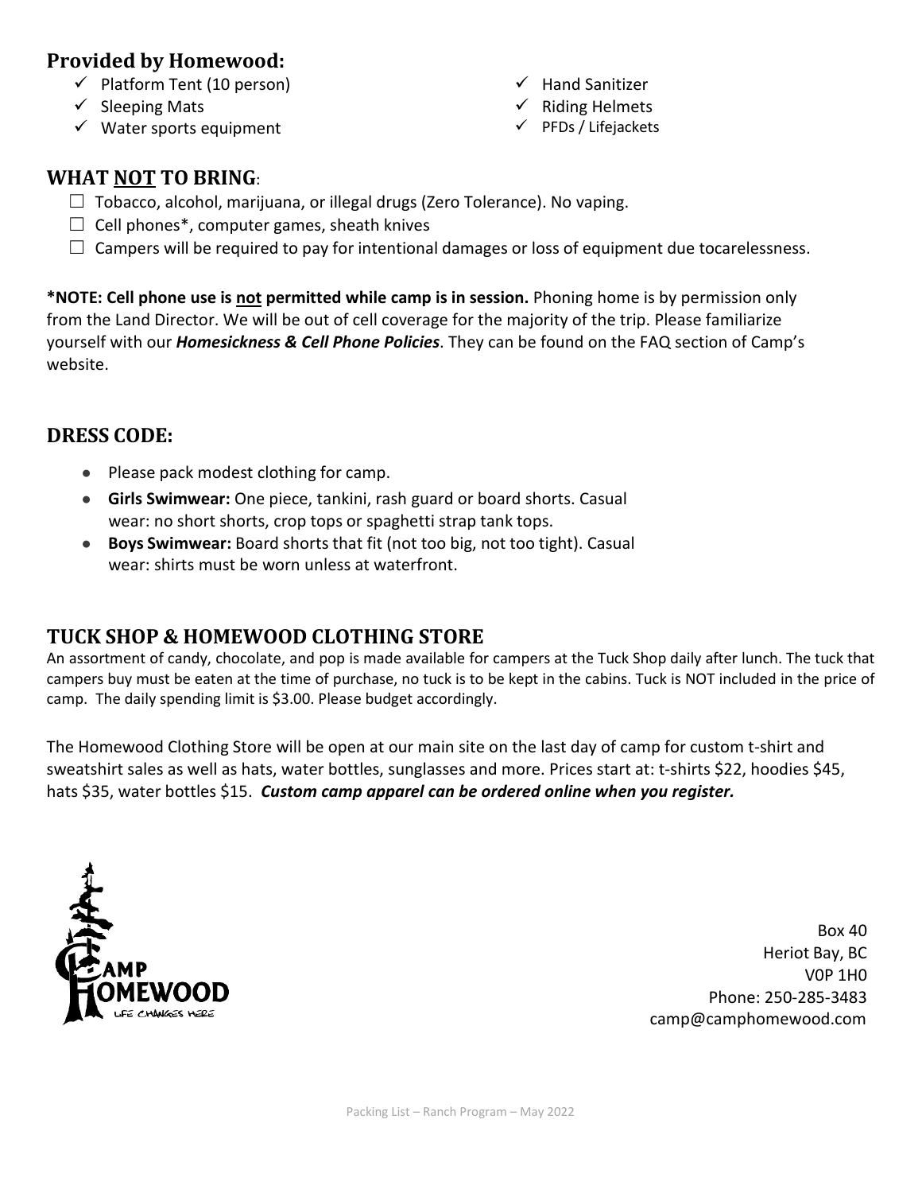## Provided by Homewood:

- ✓ Platform Tent (10 person)
- ✓ Sleeping Mats
- ✓ Water sports equipment
- ✓ Hand Sanitizer
- ✓ Riding Helmets
- ✓ PFDs / Lifejackets

## WHAT **NOT** TO BRING:

- ☐ Tobacco, alcohol, marijuana, or illegal drugs (Zero Tolerance). No vaping.
- ☐ Cell phones*, computer games, sheath knives
- ☐ Campers will be required to pay for intentional damages or loss of equipment due tocarelessness.

**\*NOTE: Cell phone use is not permitted while camp is in session.** Phoning home is by permission only from the Land Director. We will be out of cell coverage for the majority of the trip. Please familiarize yourself with our ***Homesickness & Cell Phone Policies***. They can be found on the FAQ section of Camp's website.

## DRESS CODE:

- Please pack modest clothing for camp.
- **Girls Swimwear:** One piece, tankini, rash guard or board shorts. Casual wear: no short shorts, crop tops or spaghetti strap tank tops.
- **Boys Swimwear:** Board shorts that fit (not too big, not too tight). Casual wear: shirts must be worn unless at waterfront.

## TUCK SHOP & HOMEWOOD CLOTHING STORE

An assortment of candy, chocolate, and pop is made available for campers at the Tuck Shop daily after lunch. The tuck that campers buy must be eaten at the time of purchase, no tuck is to be kept in the cabins. Tuck is NOT included in the price of camp. The daily spending limit is $3.00. Please budget accordingly.

The Homewood Clothing Store will be open at our main site on the last day of camp for custom t-shirt and sweatshirt sales as well as hats, water bottles, sunglasses and more. Prices start at: t-shirts $22, hoodies $45, hats $35, water bottles $15. ***Custom camp apparel can be ordered online when you register.***

CAMP HOMEWOOD
LIFE CHANGES HERE

Box 40
Heriot Bay, BC
V0P 1H0
Phone: 250-285-3483
camp@camphomewood.com

Packing List – Ranch Program – May 2022